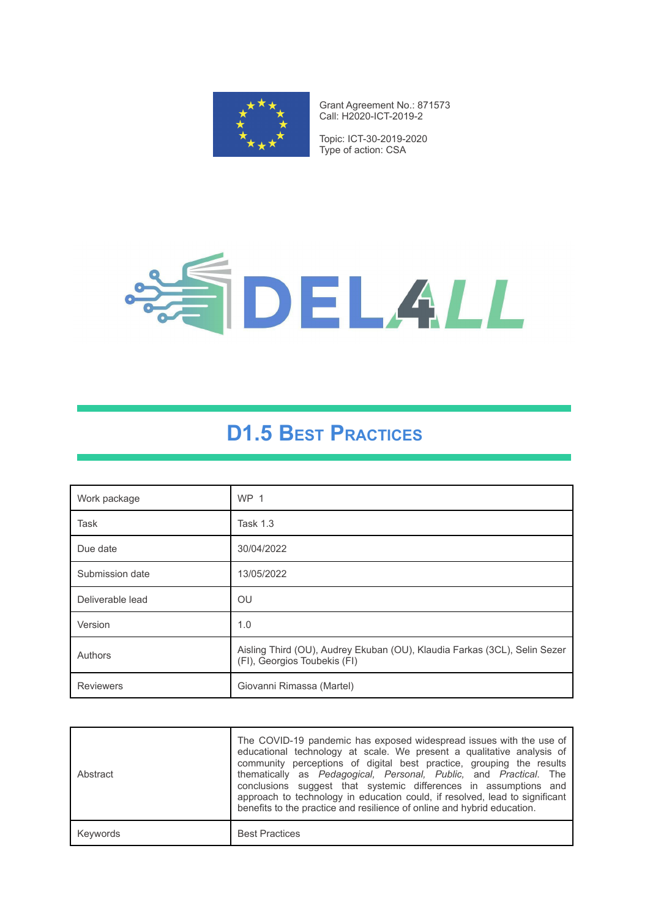Grant Agreement No.: 871573
Call: H2020-ICT-2019-2

Topic: ICT-30-2019-2020
Type of action: CSA

DEL4LL

# D1.5 Best Practices

| Work package | WP 1 |
|---|---|
| Task | Task 1.3 |
| Due date | 30/04/2022 |
| Submission date | 13/05/2022 |
| Deliverable lead | OU |
| Version | 1.0 |
| Authors | Aisling Third (OU), Audrey Ekuban (OU), Klaudia Farkas (3CL), Selin Sezer (FI), Georgios Toubekis (FI) |
| Reviewers | Giovanni Rimassa (Martel) |

| Abstract | The COVID-19 pandemic has exposed widespread issues with the use of educational technology at scale. We present a qualitative analysis of community perceptions of digital best practice, grouping the results thematically as *Pedagogical, Personal, Public,* and *Practical.* The conclusions suggest that systemic differences in assumptions and approach to technology in education could, if resolved, lead to significant benefits to the practice and resilience of online and hybrid education. |
|---|---|
| Keywords | Best Practices |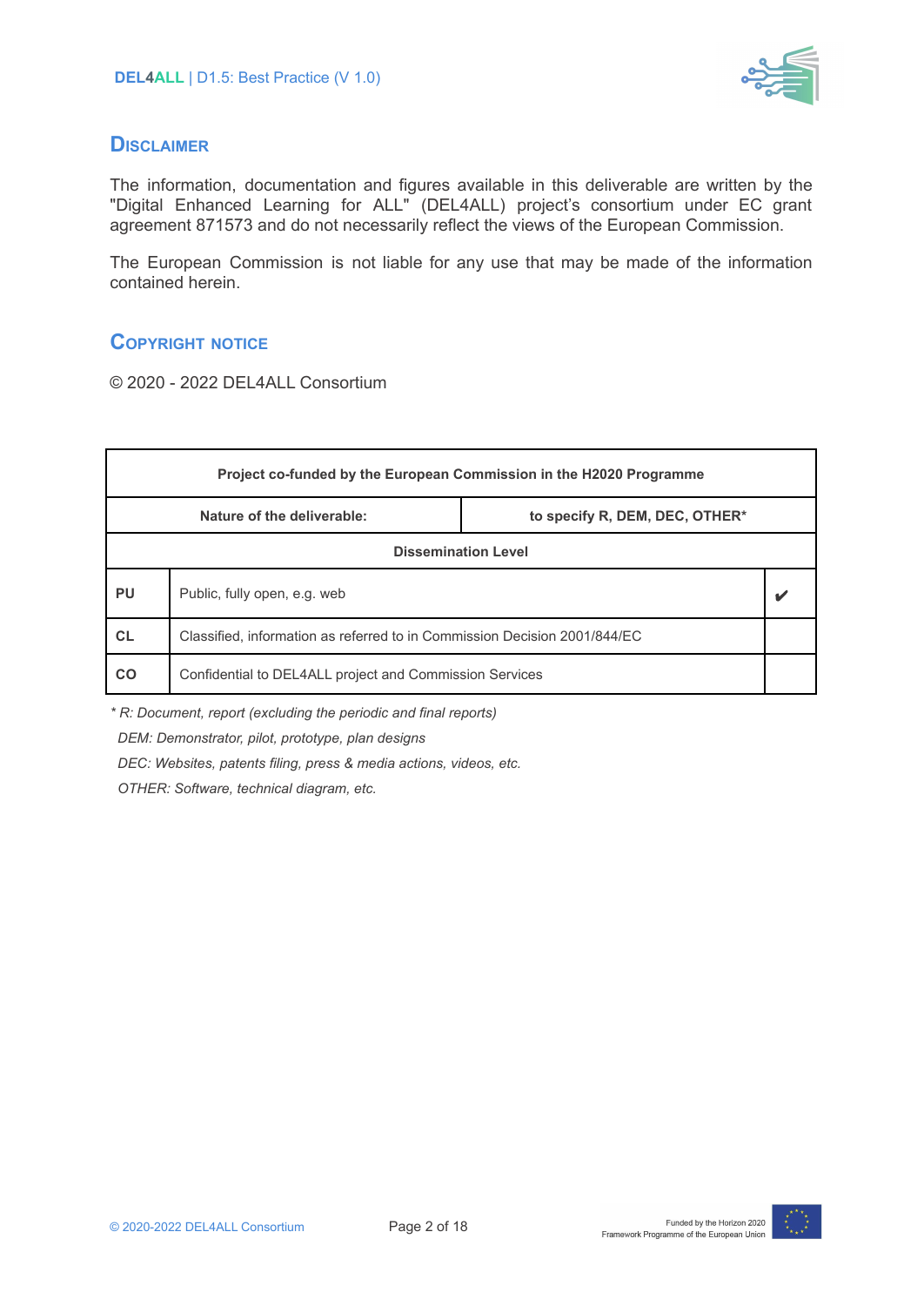## Disclaimer

The information, documentation and figures available in this deliverable are written by the "Digital Enhanced Learning for ALL" (DEL4ALL) project's consortium under EC grant agreement 871573 and do not necessarily reflect the views of the European Commission.

The European Commission is not liable for any use that may be made of the information contained herein.

## Copyright notice

© 2020 - 2022 DEL4ALL Consortium

| **Project co-funded by the European Commission in the H2020 Programme** | | |
|---|---|---|
| **Nature of the deliverable:** | **to specify R, DEM, DEC, OTHER*** | |
| **Dissemination Level** | | |
| **PU** | Public, fully open, e.g. web | ✔ |
| **CL** | Classified, information as referred to in Commission Decision 2001/844/EC | |
| **CO** | Confidential to DEL4ALL project and Commission Services | |

*\* R: Document, report (excluding the periodic and final reports)*

*DEM: Demonstrator, pilot, prototype, plan designs*

*DEC: Websites, patents filing, press & media actions, videos, etc.*

*OTHER: Software, technical diagram, etc.*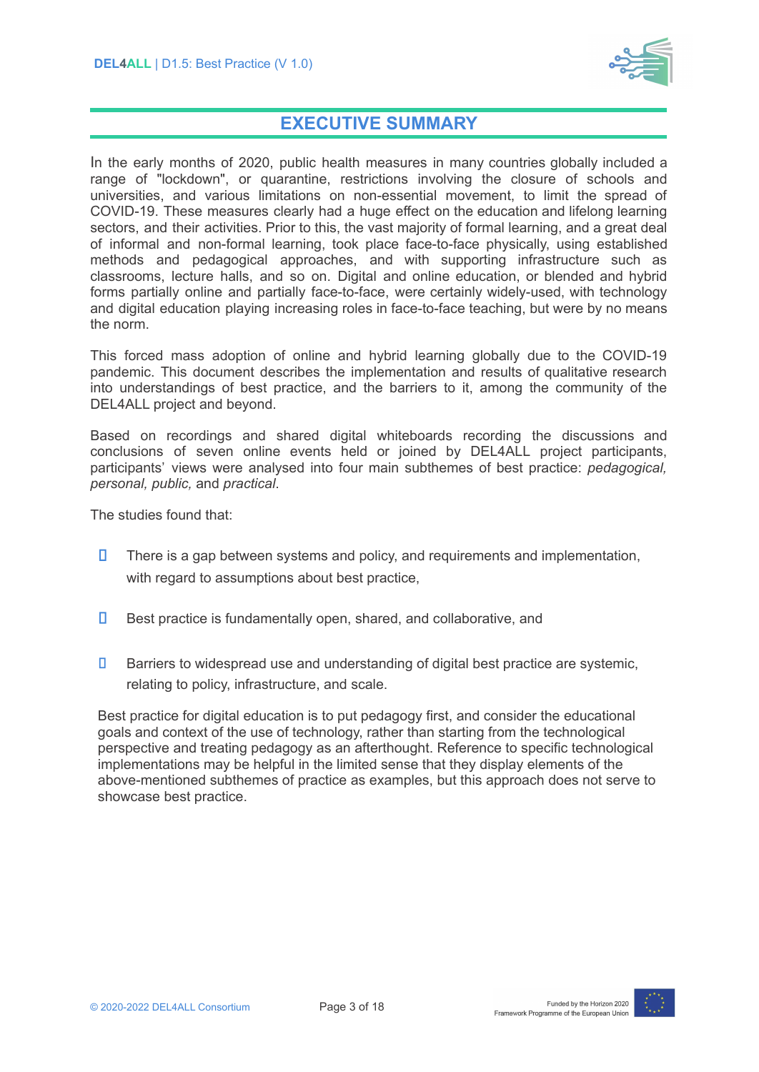# EXECUTIVE SUMMARY

In the early months of 2020, public health measures in many countries globally included a range of "lockdown", or quarantine, restrictions involving the closure of schools and universities, and various limitations on non-essential movement, to limit the spread of COVID-19. These measures clearly had a huge effect on the education and lifelong learning sectors, and their activities. Prior to this, the vast majority of formal learning, and a great deal of informal and non-formal learning, took place face-to-face physically, using established methods and pedagogical approaches, and with supporting infrastructure such as classrooms, lecture halls, and so on. Digital and online education, or blended and hybrid forms partially online and partially face-to-face, were certainly widely-used, with technology and digital education playing increasing roles in face-to-face teaching, but were by no means the norm.

This forced mass adoption of online and hybrid learning globally due to the COVID-19 pandemic. This document describes the implementation and results of qualitative research into understandings of best practice, and the barriers to it, among the community of the DEL4ALL project and beyond.

Based on recordings and shared digital whiteboards recording the discussions and conclusions of seven online events held or joined by DEL4ALL project participants, participants' views were analysed into four main subthemes of best practice: *pedagogical, personal, public,* and *practical*.

The studies found that:

- There is a gap between systems and policy, and requirements and implementation, with regard to assumptions about best practice,
- Best practice is fundamentally open, shared, and collaborative, and
- Barriers to widespread use and understanding of digital best practice are systemic, relating to policy, infrastructure, and scale.

Best practice for digital education is to put pedagogy first, and consider the educational goals and context of the use of technology, rather than starting from the technological perspective and treating pedagogy as an afterthought. Reference to specific technological implementations may be helpful in the limited sense that they display elements of the above-mentioned subthemes of practice as examples, but this approach does not serve to showcase best practice.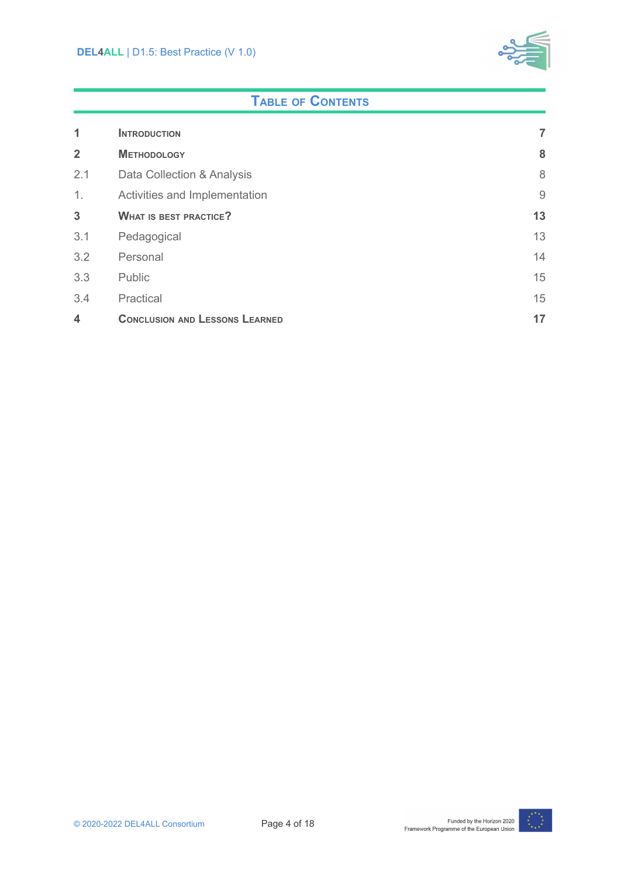# Table of Contents

| | | |
|---|---|---|
| **1** | **Introduction** | **7** |
| **2** | **Methodology** | **8** |
| 2.1 | Data Collection & Analysis | 8 |
| 1. | Activities and Implementation | 9 |
| **3** | **What is best practice?** | **13** |
| 3.1 | Pedagogical | 13 |
| 3.2 | Personal | 14 |
| 3.3 | Public | 15 |
| 3.4 | Practical | 15 |
| **4** | **Conclusion and Lessons Learned** | **17** |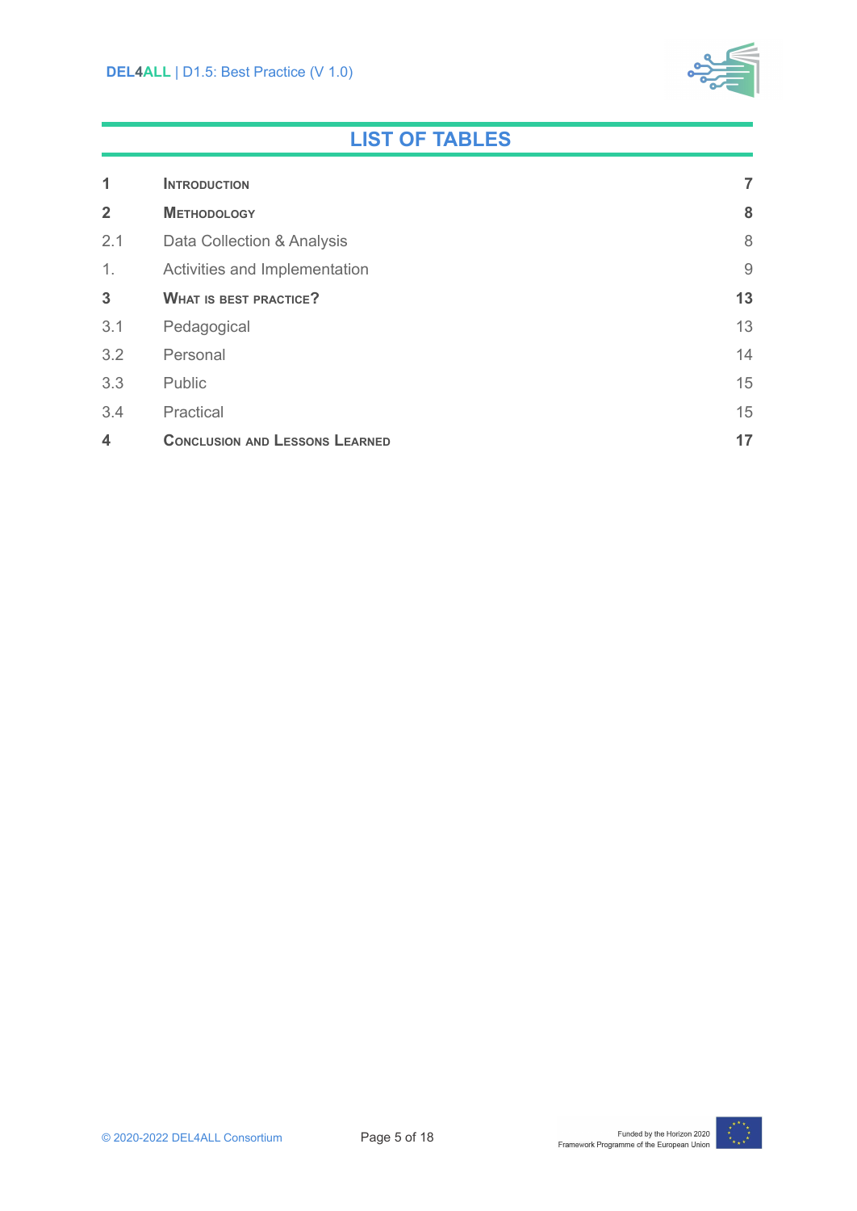# LIST OF TABLES

| | | |
|---|---|---|
| **1** | **Introduction** | **7** |
| **2** | **Methodology** | **8** |
| 2.1 | Data Collection & Analysis | 8 |
| 1. | Activities and Implementation | 9 |
| **3** | **What is best practice?** | **13** |
| 3.1 | Pedagogical | 13 |
| 3.2 | Personal | 14 |
| 3.3 | Public | 15 |
| 3.4 | Practical | 15 |
| **4** | **Conclusion and Lessons Learned** | **17** |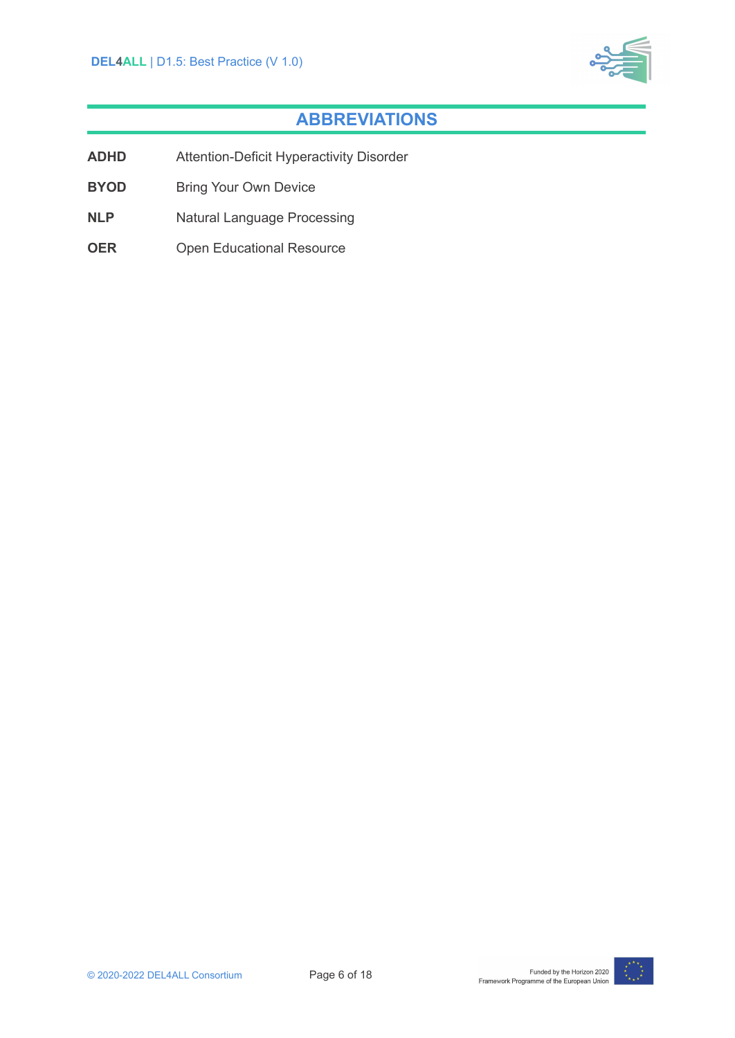# ABBREVIATIONS

| | |
|---|---|
| **ADHD** | Attention-Deficit Hyperactivity Disorder |
| **BYOD** | Bring Your Own Device |
| **NLP** | Natural Language Processing |
| **OER** | Open Educational Resource |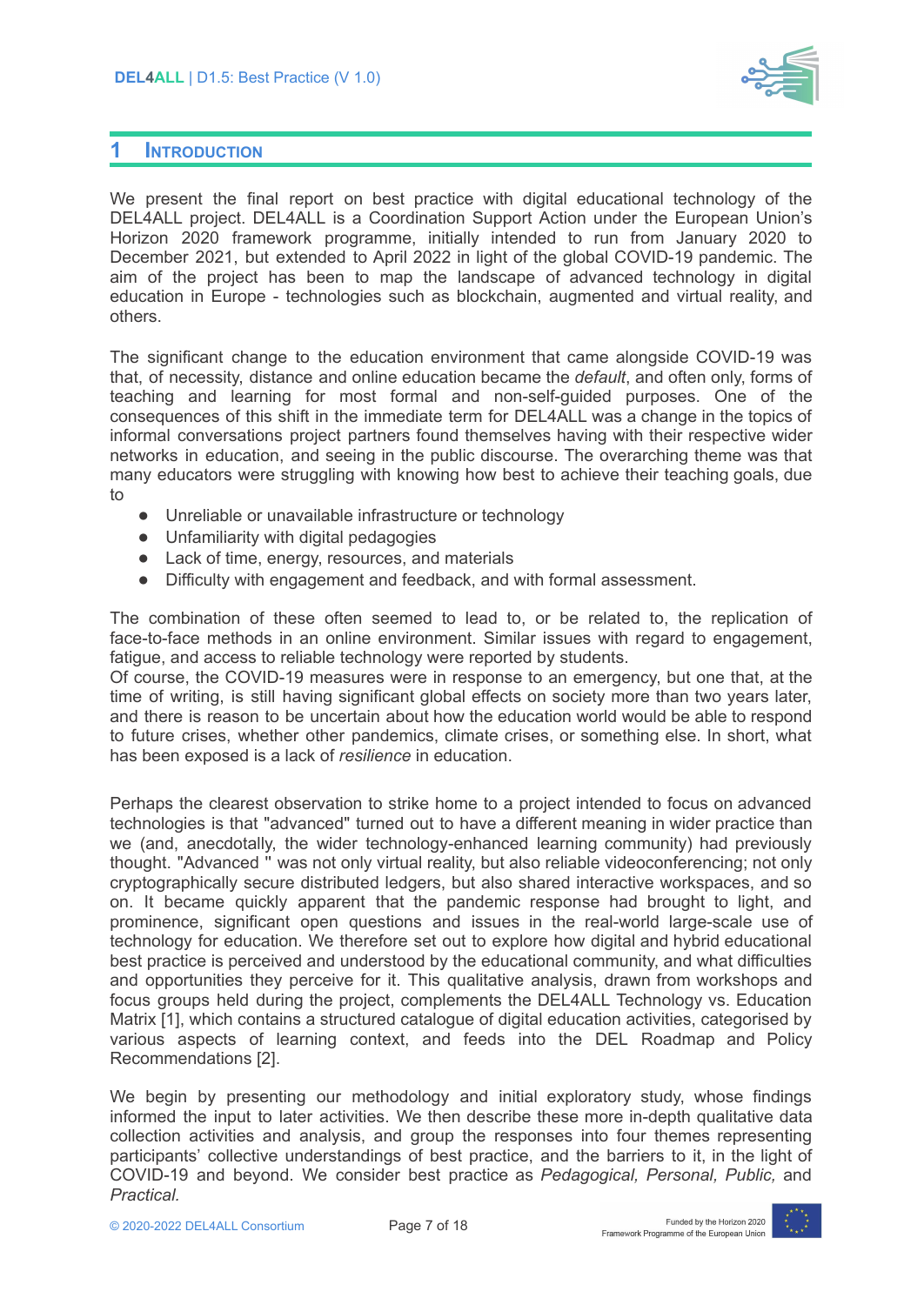# 1 Introduction

We present the final report on best practice with digital educational technology of the DEL4ALL project. DEL4ALL is a Coordination Support Action under the European Union's Horizon 2020 framework programme, initially intended to run from January 2020 to December 2021, but extended to April 2022 in light of the global COVID-19 pandemic. The aim of the project has been to map the landscape of advanced technology in digital education in Europe - technologies such as blockchain, augmented and virtual reality, and others.

The significant change to the education environment that came alongside COVID-19 was that, of necessity, distance and online education became the *default*, and often only, forms of teaching and learning for most formal and non-self-guided purposes. One of the consequences of this shift in the immediate term for DEL4ALL was a change in the topics of informal conversations project partners found themselves having with their respective wider networks in education, and seeing in the public discourse. The overarching theme was that many educators were struggling with knowing how best to achieve their teaching goals, due to

- Unreliable or unavailable infrastructure or technology
- Unfamiliarity with digital pedagogies
- Lack of time, energy, resources, and materials
- Difficulty with engagement and feedback, and with formal assessment.

The combination of these often seemed to lead to, or be related to, the replication of face-to-face methods in an online environment. Similar issues with regard to engagement, fatigue, and access to reliable technology were reported by students.
Of course, the COVID-19 measures were in response to an emergency, but one that, at the time of writing, is still having significant global effects on society more than two years later, and there is reason to be uncertain about how the education world would be able to respond to future crises, whether other pandemics, climate crises, or something else. In short, what has been exposed is a lack of *resilience* in education.

Perhaps the clearest observation to strike home to a project intended to focus on advanced technologies is that "advanced" turned out to have a different meaning in wider practice than we (and, anecdotally, the wider technology-enhanced learning community) had previously thought. "Advanced " was not only virtual reality, but also reliable videoconferencing; not only cryptographically secure distributed ledgers, but also shared interactive workspaces, and so on. It became quickly apparent that the pandemic response had brought to light, and prominence, significant open questions and issues in the real-world large-scale use of technology for education. We therefore set out to explore how digital and hybrid educational best practice is perceived and understood by the educational community, and what difficulties and opportunities they perceive for it. This qualitative analysis, drawn from workshops and focus groups held during the project, complements the DEL4ALL Technology vs. Education Matrix [1], which contains a structured catalogue of digital education activities, categorised by various aspects of learning context, and feeds into the DEL Roadmap and Policy Recommendations [2].

We begin by presenting our methodology and initial exploratory study, whose findings informed the input to later activities. We then describe these more in-depth qualitative data collection activities and analysis, and group the responses into four themes representing participants' collective understandings of best practice, and the barriers to it, in the light of COVID-19 and beyond. We consider best practice as *Pedagogical, Personal, Public,* and *Practical.*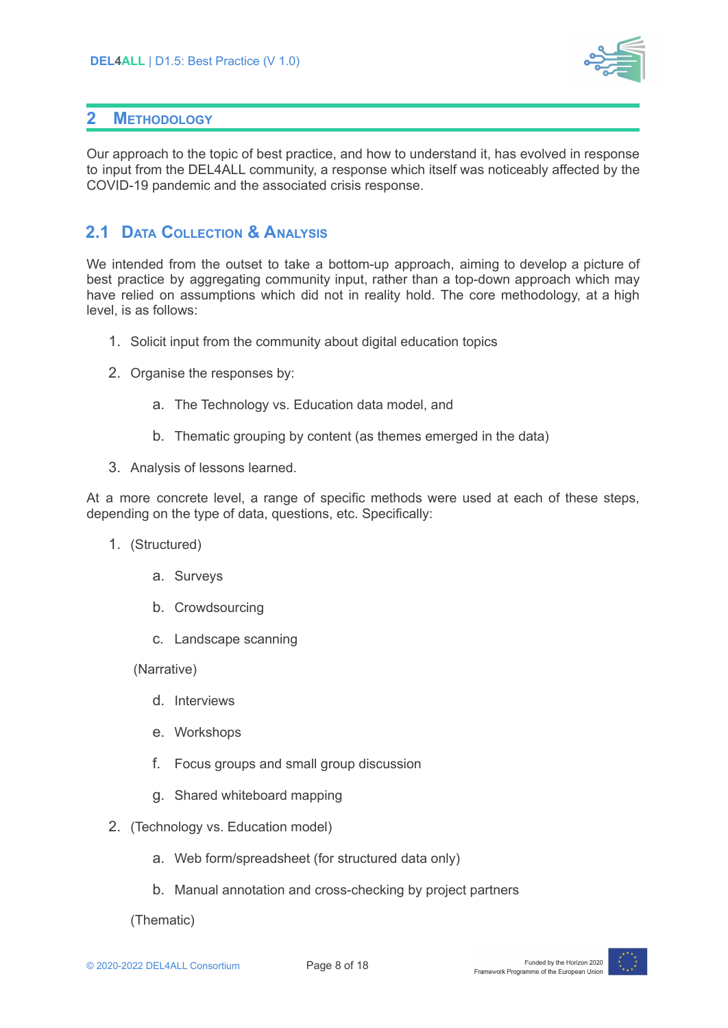## 2 Methodology

Our approach to the topic of best practice, and how to understand it, has evolved in response to input from the DEL4ALL community, a response which itself was noticeably affected by the COVID-19 pandemic and the associated crisis response.

### 2.1 Data Collection & Analysis

We intended from the outset to take a bottom-up approach, aiming to develop a picture of best practice by aggregating community input, rather than a top-down approach which may have relied on assumptions which did not in reality hold. The core methodology, at a high level, is as follows:

1. Solicit input from the community about digital education topics
2. Organise the responses by:
   a. The Technology vs. Education data model, and
   b. Thematic grouping by content (as themes emerged in the data)
3. Analysis of lessons learned.

At a more concrete level, a range of specific methods were used at each of these steps, depending on the type of data, questions, etc. Specifically:

1. (Structured)
   a. Surveys
   b. Crowdsourcing
   c. Landscape scanning

   (Narrative)
   d. Interviews
   e. Workshops
   f. Focus groups and small group discussion
   g. Shared whiteboard mapping
2. (Technology vs. Education model)
   a. Web form/spreadsheet (for structured data only)
   b. Manual annotation and cross-checking by project partners

   (Thematic)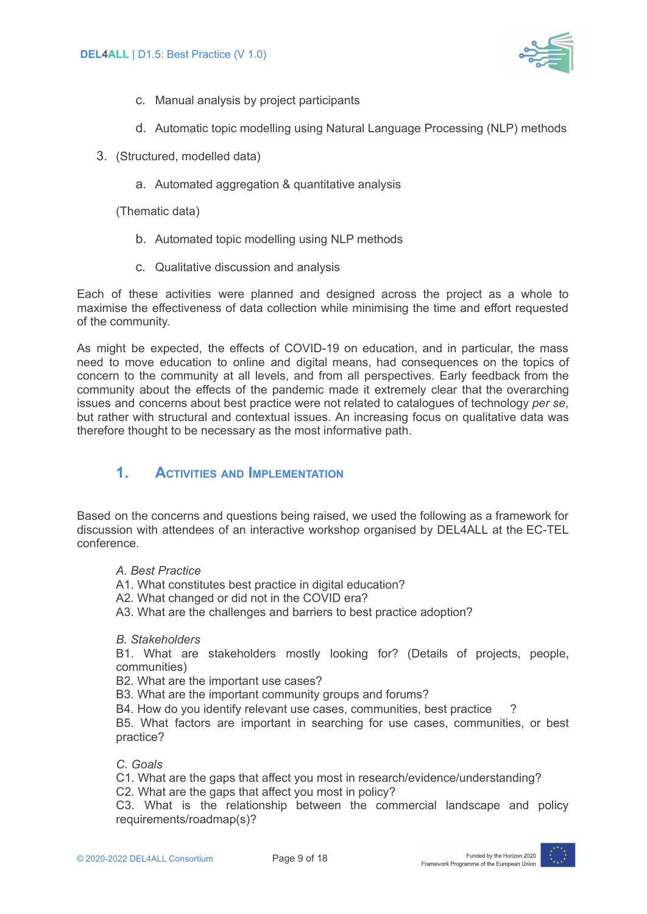c. Manual analysis by project participants

d. Automatic topic modelling using Natural Language Processing (NLP) methods

3. (Structured, modelled data)

a. Automated aggregation & quantitative analysis

(Thematic data)

b. Automated topic modelling using NLP methods

c. Qualitative discussion and analysis

Each of these activities were planned and designed across the project as a whole to maximise the effectiveness of data collection while minimising the time and effort requested of the community.

As might be expected, the effects of COVID-19 on education, and in particular, the mass need to move education to online and digital means, had consequences on the topics of concern to the community at all levels, and from all perspectives. Early feedback from the community about the effects of the pandemic made it extremely clear that the overarching issues and concerns about best practice were not related to catalogues of technology *per se*, but rather with structural and contextual issues. An increasing focus on qualitative data was therefore thought to be necessary as the most informative path.

# 1. Activities and Implementation

Based on the concerns and questions being raised, we used the following as a framework for discussion with attendees of an interactive workshop organised by DEL4ALL at the EC-TEL conference.

*A. Best Practice*
A1. What constitutes best practice in digital education?
A2. What changed or did not in the COVID era?
A3. What are the challenges and barriers to best practice adoption?

*B. Stakeholders*
B1. What are stakeholders mostly looking for? (Details of projects, people, communities)
B2. What are the important use cases?
B3. What are the important community groups and forums?
B4. How do you identify relevant use cases, communities, best practice ?
B5. What factors are important in searching for use cases, communities, or best practice?

*C. Goals*
C1. What are the gaps that affect you most in research/evidence/understanding?
C2. What are the gaps that affect you most in policy?
C3. What is the relationship between the commercial landscape and policy requirements/roadmap(s)?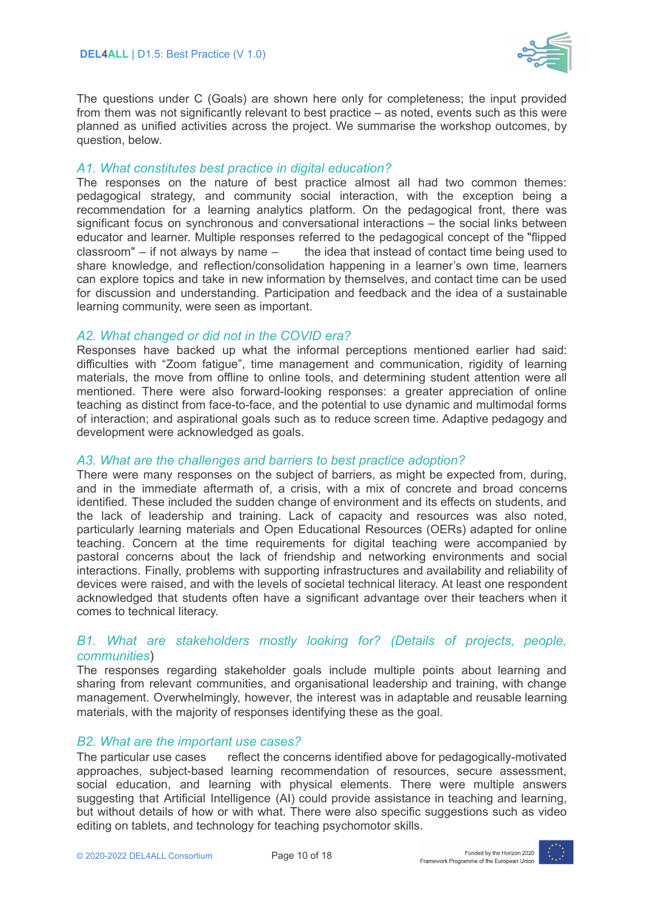The questions under C (Goals) are shown here only for completeness; the input provided from them was not significantly relevant to best practice – as noted, events such as this were planned as unified activities across the project. We summarise the workshop outcomes, by question, below.

### *A1. What constitutes best practice in digital education?*

The responses on the nature of best practice almost all had two common themes: pedagogical strategy, and community social interaction, with the exception being a recommendation for a learning analytics platform. On the pedagogical front, there was significant focus on synchronous and conversational interactions – the social links between educator and learner. Multiple responses referred to the pedagogical concept of the "flipped classroom" – if not always by name – the idea that instead of contact time being used to share knowledge, and reflection/consolidation happening in a learner's own time, learners can explore topics and take in new information by themselves, and contact time can be used for discussion and understanding. Participation and feedback and the idea of a sustainable learning community, were seen as important.

### *A2. What changed or did not in the COVID era?*

Responses have backed up what the informal perceptions mentioned earlier had said: difficulties with "Zoom fatigue", time management and communication, rigidity of learning materials, the move from offline to online tools, and determining student attention were all mentioned. There were also forward-looking responses: a greater appreciation of online teaching as distinct from face-to-face, and the potential to use dynamic and multimodal forms of interaction; and aspirational goals such as to reduce screen time. Adaptive pedagogy and development were acknowledged as goals.

### *A3. What are the challenges and barriers to best practice adoption?*

There were many responses on the subject of barriers, as might be expected from, during, and in the immediate aftermath of, a crisis, with a mix of concrete and broad concerns identified. These included the sudden change of environment and its effects on students, and the lack of leadership and training. Lack of capacity and resources was also noted, particularly learning materials and Open Educational Resources (OERs) adapted for online teaching. Concern at the time requirements for digital teaching were accompanied by pastoral concerns about the lack of friendship and networking environments and social interactions. Finally, problems with supporting infrastructures and availability and reliability of devices were raised, and with the levels of societal technical literacy. At least one respondent acknowledged that students often have a significant advantage over their teachers when it comes to technical literacy.

### *B1. What are stakeholders mostly looking for? (Details of projects, people, communities*)

The responses regarding stakeholder goals include multiple points about learning and sharing from relevant communities, and organisational leadership and training, with change management. Overwhelmingly, however, the interest was in adaptable and reusable learning materials, with the majority of responses identifying these as the goal.

### *B2. What are the important use cases?*

The particular use cases reflect the concerns identified above for pedagogically-motivated approaches, subject-based learning recommendation of resources, secure assessment, social education, and learning with physical elements. There were multiple answers suggesting that Artificial Intelligence (AI) could provide assistance in teaching and learning, but without details of how or with what. There were also specific suggestions such as video editing on tablets, and technology for teaching psychomotor skills.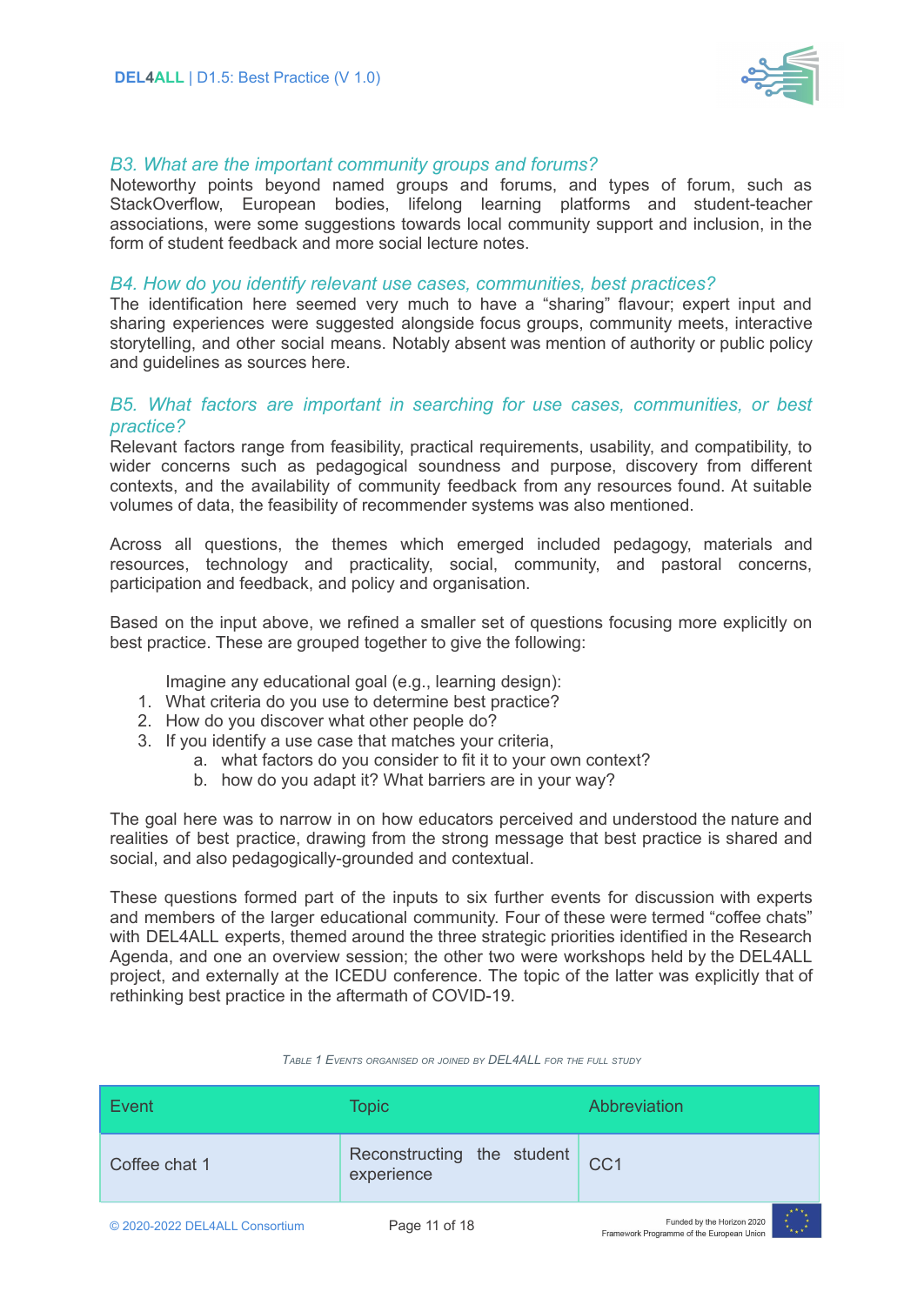### B3. What are the important community groups and forums?

Noteworthy points beyond named groups and forums, and types of forum, such as StackOverflow, European bodies, lifelong learning platforms and student-teacher associations, were some suggestions towards local community support and inclusion, in the form of student feedback and more social lecture notes.

### B4. How do you identify relevant use cases, communities, best practices?

The identification here seemed very much to have a “sharing” flavour; expert input and sharing experiences were suggested alongside focus groups, community meets, interactive storytelling, and other social means. Notably absent was mention of authority or public policy and guidelines as sources here.

### B5. What factors are important in searching for use cases, communities, or best practice?

Relevant factors range from feasibility, practical requirements, usability, and compatibility, to wider concerns such as pedagogical soundness and purpose, discovery from different contexts, and the availability of community feedback from any resources found. At suitable volumes of data, the feasibility of recommender systems was also mentioned.

Across all questions, the themes which emerged included pedagogy, materials and resources, technology and practicality, social, community, and pastoral concerns, participation and feedback, and policy and organisation.

Based on the input above, we refined a smaller set of questions focusing more explicitly on best practice. These are grouped together to give the following:

Imagine any educational goal (e.g., learning design):

1. What criteria do you use to determine best practice?
2. How do you discover what other people do?
3. If you identify a use case that matches your criteria,
    a. what factors do you consider to fit it to your own context?
    b. how do you adapt it? What barriers are in your way?

The goal here was to narrow in on how educators perceived and understood the nature and realities of best practice, drawing from the strong message that best practice is shared and social, and also pedagogically-grounded and contextual.

These questions formed part of the inputs to six further events for discussion with experts and members of the larger educational community. Four of these were termed “coffee chats” with DEL4ALL experts, themed around the three strategic priorities identified in the Research Agenda, and one an overview session; the other two were workshops held by the DEL4ALL project, and externally at the ICEDU conference. The topic of the latter was explicitly that of rethinking best practice in the aftermath of COVID-19.

TABLE 1 EVENTS ORGANISED OR JOINED BY DEL4ALL FOR THE FULL STUDY

| Event | Topic | Abbreviation |
|---|---|---|
| Coffee chat 1 | Reconstructing the student experience | CC1 |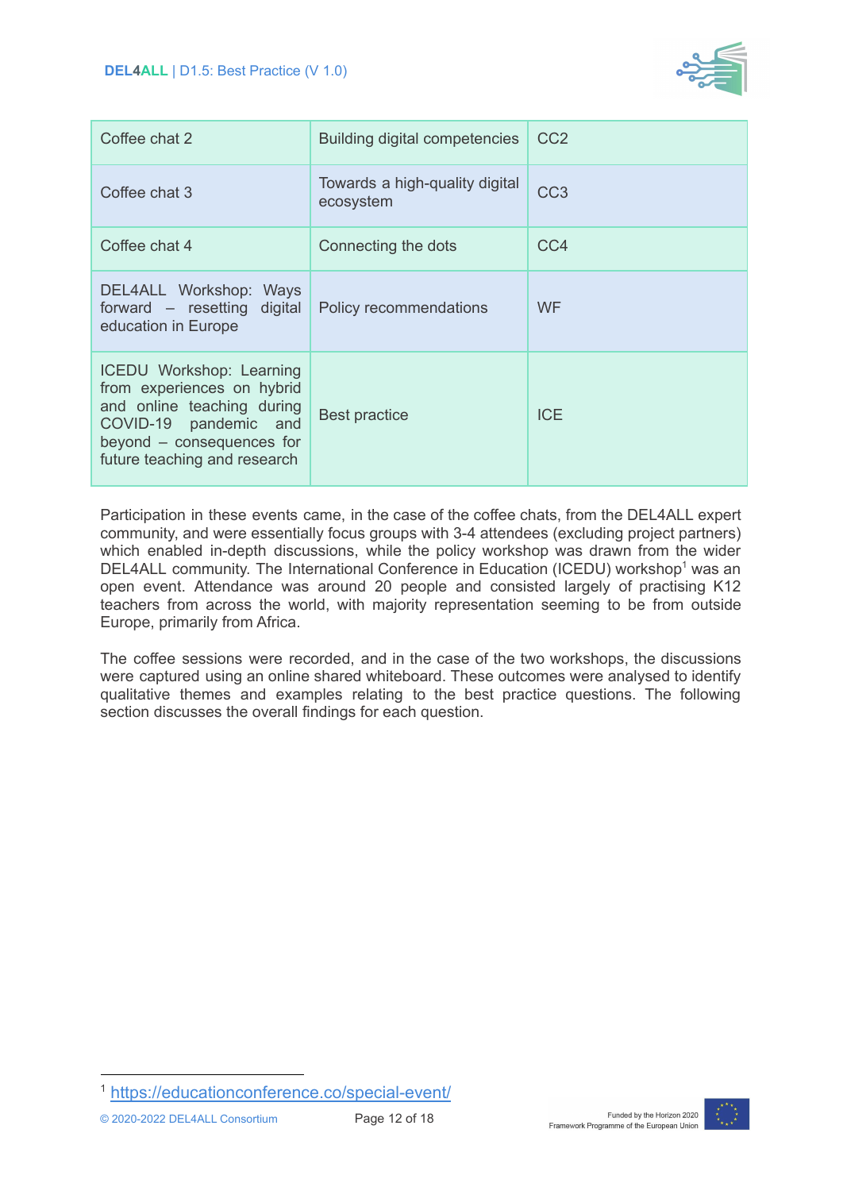| Coffee chat 2 | Building digital competencies | CC2 |
|---|---|---|
| Coffee chat 3 | Towards a high-quality digital ecosystem | CC3 |
| Coffee chat 4 | Connecting the dots | CC4 |
| DEL4ALL Workshop: Ways forward – resetting digital education in Europe | Policy recommendations | WF |
| ICEDU Workshop: Learning from experiences on hybrid and online teaching during COVID-19 pandemic and beyond – consequences for future teaching and research | Best practice | ICE |

Participation in these events came, in the case of the coffee chats, from the DEL4ALL expert community, and were essentially focus groups with 3-4 attendees (excluding project partners) which enabled in-depth discussions, while the policy workshop was drawn from the wider DEL4ALL community. The International Conference in Education (ICEDU) workshop[1] was an open event. Attendance was around 20 people and consisted largely of practising K12 teachers from across the world, with majority representation seeming to be from outside Europe, primarily from Africa.

The coffee sessions were recorded, and in the case of the two workshops, the discussions were captured using an online shared whiteboard. These outcomes were analysed to identify qualitative themes and examples relating to the best practice questions. The following section discusses the overall findings for each question.

[1] https://educationconference.co/special-event/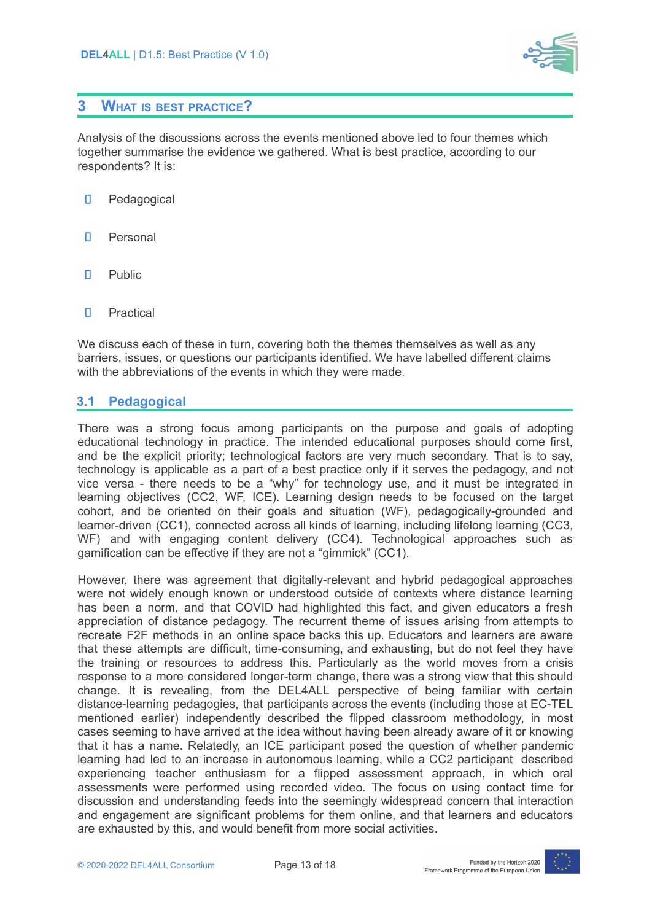# 3 WHAT IS BEST PRACTICE?

Analysis of the discussions across the events mentioned above led to four themes which together summarise the evidence we gathered. What is best practice, according to our respondents? It is:

- Pedagogical
- Personal
- Public
- Practical

We discuss each of these in turn, covering both the themes themselves as well as any barriers, issues, or questions our participants identified. We have labelled different claims with the abbreviations of the events in which they were made.

## 3.1 Pedagogical

There was a strong focus among participants on the purpose and goals of adopting educational technology in practice. The intended educational purposes should come first, and be the explicit priority; technological factors are very much secondary. That is to say, technology is applicable as a part of a best practice only if it serves the pedagogy, and not vice versa - there needs to be a "why" for technology use, and it must be integrated in learning objectives (CC2, WF, ICE). Learning design needs to be focused on the target cohort, and be oriented on their goals and situation (WF), pedagogically-grounded and learner-driven (CC1), connected across all kinds of learning, including lifelong learning (CC3, WF) and with engaging content delivery (CC4). Technological approaches such as gamification can be effective if they are not a "gimmick" (CC1).

However, there was agreement that digitally-relevant and hybrid pedagogical approaches were not widely enough known or understood outside of contexts where distance learning has been a norm, and that COVID had highlighted this fact, and given educators a fresh appreciation of distance pedagogy. The recurrent theme of issues arising from attempts to recreate F2F methods in an online space backs this up. Educators and learners are aware that these attempts are difficult, time-consuming, and exhausting, but do not feel they have the training or resources to address this. Particularly as the world moves from a crisis response to a more considered longer-term change, there was a strong view that this should change. It is revealing, from the DEL4ALL perspective of being familiar with certain distance-learning pedagogies, that participants across the events (including those at EC-TEL mentioned earlier) independently described the flipped classroom methodology, in most cases seeming to have arrived at the idea without having been already aware of it or knowing that it has a name. Relatedly, an ICE participant posed the question of whether pandemic learning had led to an increase in autonomous learning, while a CC2 participant described experiencing teacher enthusiasm for a flipped assessment approach, in which oral assessments were performed using recorded video. The focus on using contact time for discussion and understanding feeds into the seemingly widespread concern that interaction and engagement are significant problems for them online, and that learners and educators are exhausted by this, and would benefit from more social activities.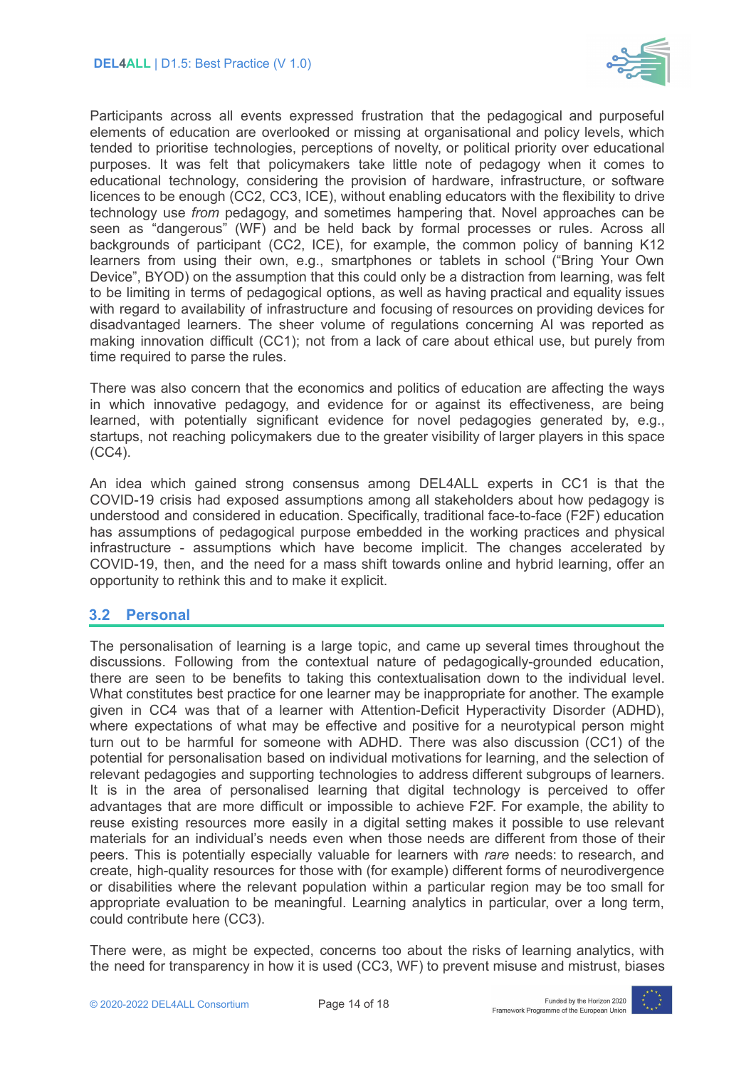Participants across all events expressed frustration that the pedagogical and purposeful elements of education are overlooked or missing at organisational and policy levels, which tended to prioritise technologies, perceptions of novelty, or political priority over educational purposes. It was felt that policymakers take little note of pedagogy when it comes to educational technology, considering the provision of hardware, infrastructure, or software licences to be enough (CC2, CC3, ICE), without enabling educators with the flexibility to drive technology use *from* pedagogy, and sometimes hampering that. Novel approaches can be seen as "dangerous" (WF) and be held back by formal processes or rules. Across all backgrounds of participant (CC2, ICE), for example, the common policy of banning K12 learners from using their own, e.g., smartphones or tablets in school ("Bring Your Own Device", BYOD) on the assumption that this could only be a distraction from learning, was felt to be limiting in terms of pedagogical options, as well as having practical and equality issues with regard to availability of infrastructure and focusing of resources on providing devices for disadvantaged learners. The sheer volume of regulations concerning AI was reported as making innovation difficult (CC1); not from a lack of care about ethical use, but purely from time required to parse the rules.

There was also concern that the economics and politics of education are affecting the ways in which innovative pedagogy, and evidence for or against its effectiveness, are being learned, with potentially significant evidence for novel pedagogies generated by, e.g., startups, not reaching policymakers due to the greater visibility of larger players in this space (CC4).

An idea which gained strong consensus among DEL4ALL experts in CC1 is that the COVID-19 crisis had exposed assumptions among all stakeholders about how pedagogy is understood and considered in education. Specifically, traditional face-to-face (F2F) education has assumptions of pedagogical purpose embedded in the working practices and physical infrastructure - assumptions which have become implicit. The changes accelerated by COVID-19, then, and the need for a mass shift towards online and hybrid learning, offer an opportunity to rethink this and to make it explicit.

## 3.2 Personal

The personalisation of learning is a large topic, and came up several times throughout the discussions. Following from the contextual nature of pedagogically-grounded education, there are seen to be benefits to taking this contextualisation down to the individual level. What constitutes best practice for one learner may be inappropriate for another. The example given in CC4 was that of a learner with Attention-Deficit Hyperactivity Disorder (ADHD), where expectations of what may be effective and positive for a neurotypical person might turn out to be harmful for someone with ADHD. There was also discussion (CC1) of the potential for personalisation based on individual motivations for learning, and the selection of relevant pedagogies and supporting technologies to address different subgroups of learners. It is in the area of personalised learning that digital technology is perceived to offer advantages that are more difficult or impossible to achieve F2F. For example, the ability to reuse existing resources more easily in a digital setting makes it possible to use relevant materials for an individual's needs even when those needs are different from those of their peers. This is potentially especially valuable for learners with *rare* needs: to research, and create, high-quality resources for those with (for example) different forms of neurodivergence or disabilities where the relevant population within a particular region may be too small for appropriate evaluation to be meaningful. Learning analytics in particular, over a long term, could contribute here (CC3).

There were, as might be expected, concerns too about the risks of learning analytics, with the need for transparency in how it is used (CC3, WF) to prevent misuse and mistrust, biases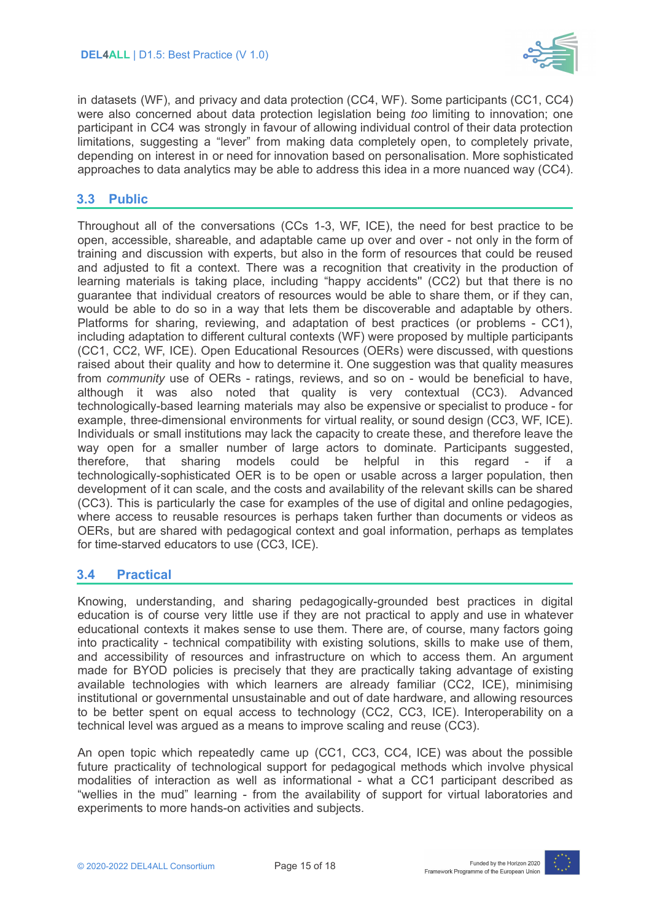in datasets (WF), and privacy and data protection (CC4, WF). Some participants (CC1, CC4) were also concerned about data protection legislation being *too* limiting to innovation; one participant in CC4 was strongly in favour of allowing individual control of their data protection limitations, suggesting a "lever" from making data completely open, to completely private, depending on interest in or need for innovation based on personalisation. More sophisticated approaches to data analytics may be able to address this idea in a more nuanced way (CC4).

## 3.3 Public

Throughout all of the conversations (CCs 1-3, WF, ICE), the need for best practice to be open, accessible, shareable, and adaptable came up over and over - not only in the form of training and discussion with experts, but also in the form of resources that could be reused and adjusted to fit a context. There was a recognition that creativity in the production of learning materials is taking place, including "happy accidents" (CC2) but that there is no guarantee that individual creators of resources would be able to share them, or if they can, would be able to do so in a way that lets them be discoverable and adaptable by others. Platforms for sharing, reviewing, and adaptation of best practices (or problems - CC1), including adaptation to different cultural contexts (WF) were proposed by multiple participants (CC1, CC2, WF, ICE). Open Educational Resources (OERs) were discussed, with questions raised about their quality and how to determine it. One suggestion was that quality measures from *community* use of OERs - ratings, reviews, and so on - would be beneficial to have, although it was also noted that quality is very contextual (CC3). Advanced technologically-based learning materials may also be expensive or specialist to produce - for example, three-dimensional environments for virtual reality, or sound design (CC3, WF, ICE). Individuals or small institutions may lack the capacity to create these, and therefore leave the way open for a smaller number of large actors to dominate. Participants suggested, therefore, that sharing models could be helpful in this regard - if a technologically-sophisticated OER is to be open or usable across a larger population, then development of it can scale, and the costs and availability of the relevant skills can be shared (CC3). This is particularly the case for examples of the use of digital and online pedagogies, where access to reusable resources is perhaps taken further than documents or videos as OERs, but are shared with pedagogical context and goal information, perhaps as templates for time-starved educators to use (CC3, ICE).

## 3.4 Practical

Knowing, understanding, and sharing pedagogically-grounded best practices in digital education is of course very little use if they are not practical to apply and use in whatever educational contexts it makes sense to use them. There are, of course, many factors going into practicality - technical compatibility with existing solutions, skills to make use of them, and accessibility of resources and infrastructure on which to access them. An argument made for BYOD policies is precisely that they are practically taking advantage of existing available technologies with which learners are already familiar (CC2, ICE), minimising institutional or governmental unsustainable and out of date hardware, and allowing resources to be better spent on equal access to technology (CC2, CC3, ICE). Interoperability on a technical level was argued as a means to improve scaling and reuse (CC3).

An open topic which repeatedly came up (CC1, CC3, CC4, ICE) was about the possible future practicality of technological support for pedagogical methods which involve physical modalities of interaction as well as informational - what a CC1 participant described as "wellies in the mud" learning - from the availability of support for virtual laboratories and experiments to more hands-on activities and subjects.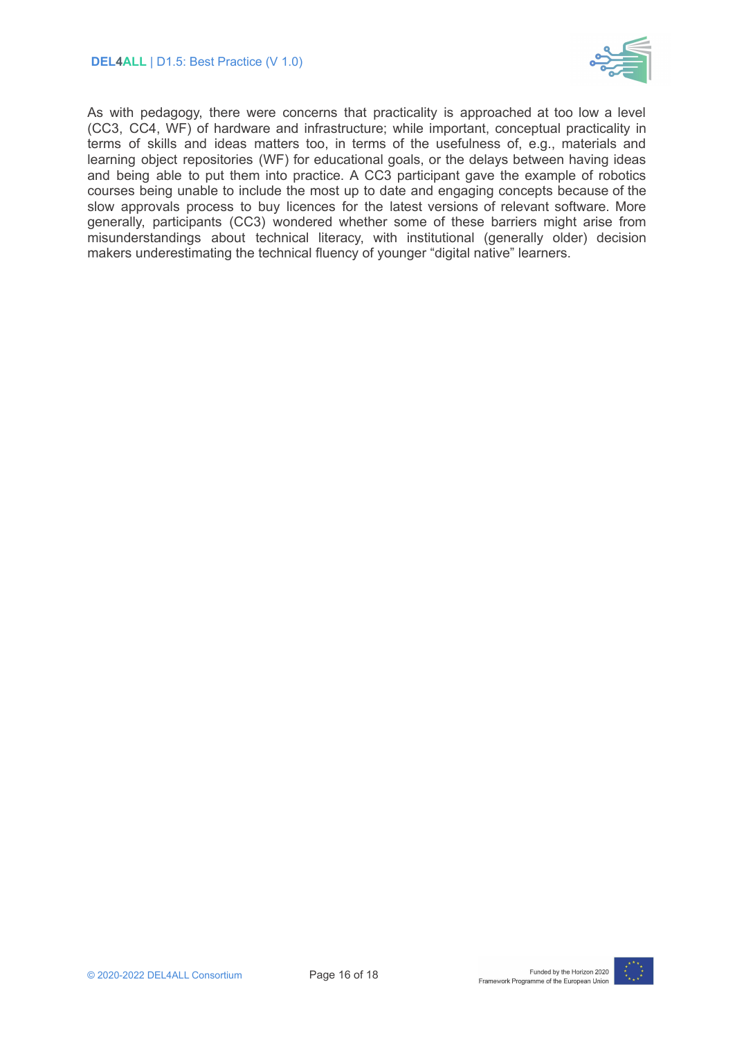As with pedagogy, there were concerns that practicality is approached at too low a level (CC3, CC4, WF) of hardware and infrastructure; while important, conceptual practicality in terms of skills and ideas matters too, in terms of the usefulness of, e.g., materials and learning object repositories (WF) for educational goals, or the delays between having ideas and being able to put them into practice. A CC3 participant gave the example of robotics courses being unable to include the most up to date and engaging concepts because of the slow approvals process to buy licences for the latest versions of relevant software. More generally, participants (CC3) wondered whether some of these barriers might arise from misunderstandings about technical literacy, with institutional (generally older) decision makers underestimating the technical fluency of younger "digital native" learners.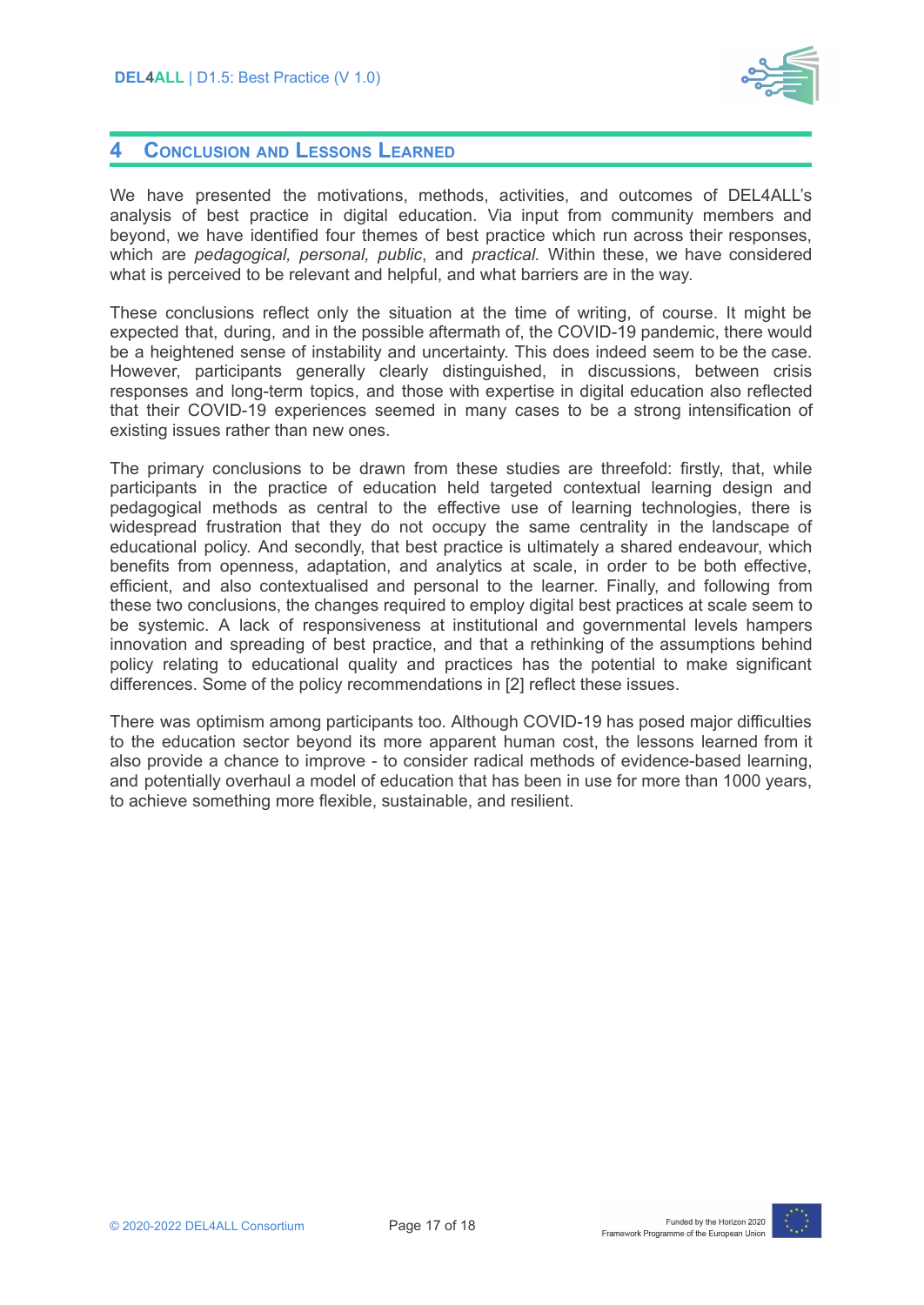# 4 Conclusion and Lessons Learned

We have presented the motivations, methods, activities, and outcomes of DEL4ALL's analysis of best practice in digital education. Via input from community members and beyond, we have identified four themes of best practice which run across their responses, which are *pedagogical, personal, public*, and *practical.* Within these, we have considered what is perceived to be relevant and helpful, and what barriers are in the way.

These conclusions reflect only the situation at the time of writing, of course. It might be expected that, during, and in the possible aftermath of, the COVID-19 pandemic, there would be a heightened sense of instability and uncertainty. This does indeed seem to be the case. However, participants generally clearly distinguished, in discussions, between crisis responses and long-term topics, and those with expertise in digital education also reflected that their COVID-19 experiences seemed in many cases to be a strong intensification of existing issues rather than new ones.

The primary conclusions to be drawn from these studies are threefold: firstly, that, while participants in the practice of education held targeted contextual learning design and pedagogical methods as central to the effective use of learning technologies, there is widespread frustration that they do not occupy the same centrality in the landscape of educational policy. And secondly, that best practice is ultimately a shared endeavour, which benefits from openness, adaptation, and analytics at scale, in order to be both effective, efficient, and also contextualised and personal to the learner. Finally, and following from these two conclusions, the changes required to employ digital best practices at scale seem to be systemic. A lack of responsiveness at institutional and governmental levels hampers innovation and spreading of best practice, and that a rethinking of the assumptions behind policy relating to educational quality and practices has the potential to make significant differences. Some of the policy recommendations in [2] reflect these issues.

There was optimism among participants too. Although COVID-19 has posed major difficulties to the education sector beyond its more apparent human cost, the lessons learned from it also provide a chance to improve - to consider radical methods of evidence-based learning, and potentially overhaul a model of education that has been in use for more than 1000 years, to achieve something more flexible, sustainable, and resilient.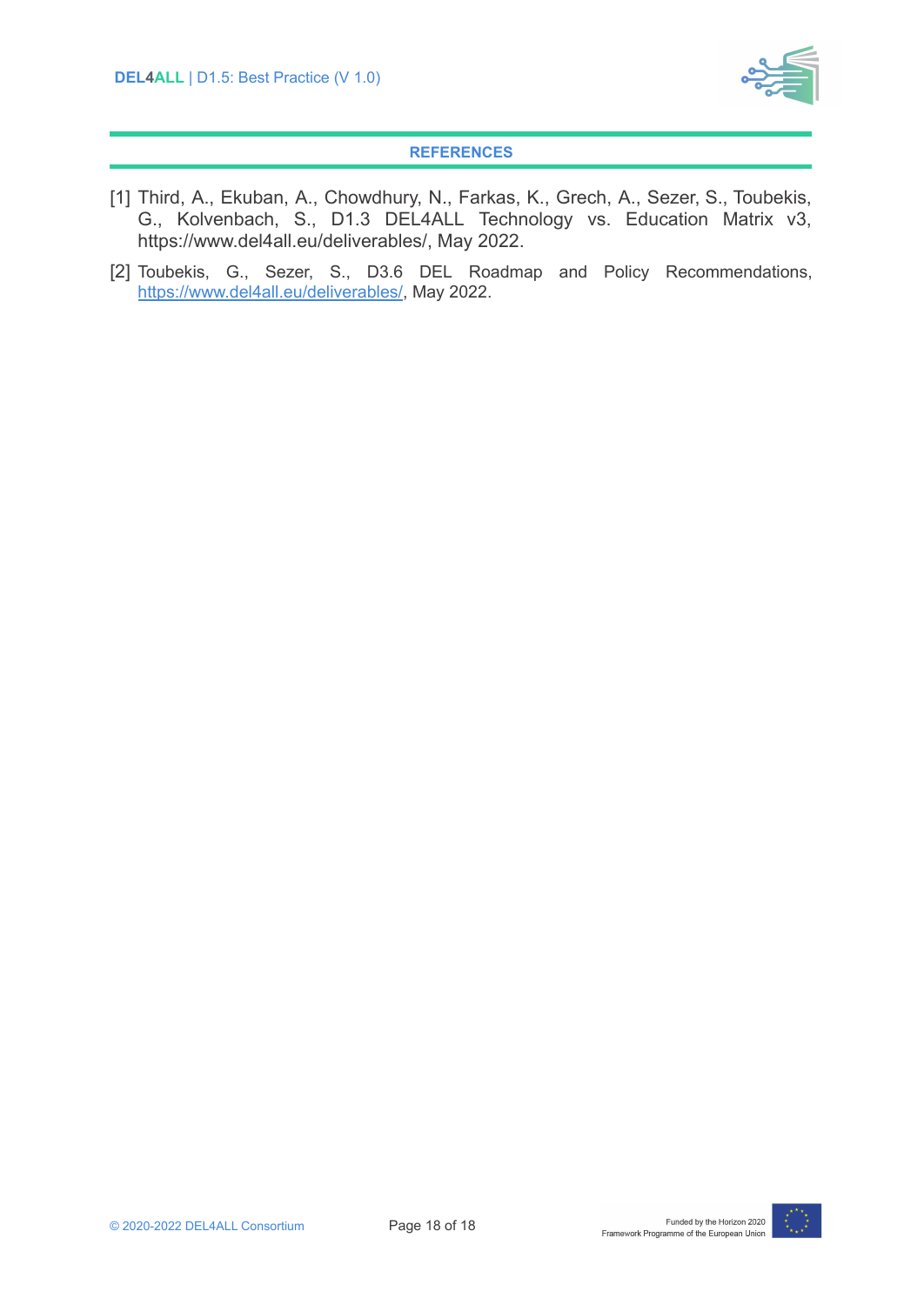## REFERENCES

[1] Third, A., Ekuban, A., Chowdhury, N., Farkas, K., Grech, A., Sezer, S., Toubekis, G., Kolvenbach, S., D1.3 DEL4ALL Technology vs. Education Matrix v3, https://www.del4all.eu/deliverables/, May 2022.

[2] Toubekis, G., Sezer, S., D3.6 DEL Roadmap and Policy Recommendations, https://www.del4all.eu/deliverables/, May 2022.